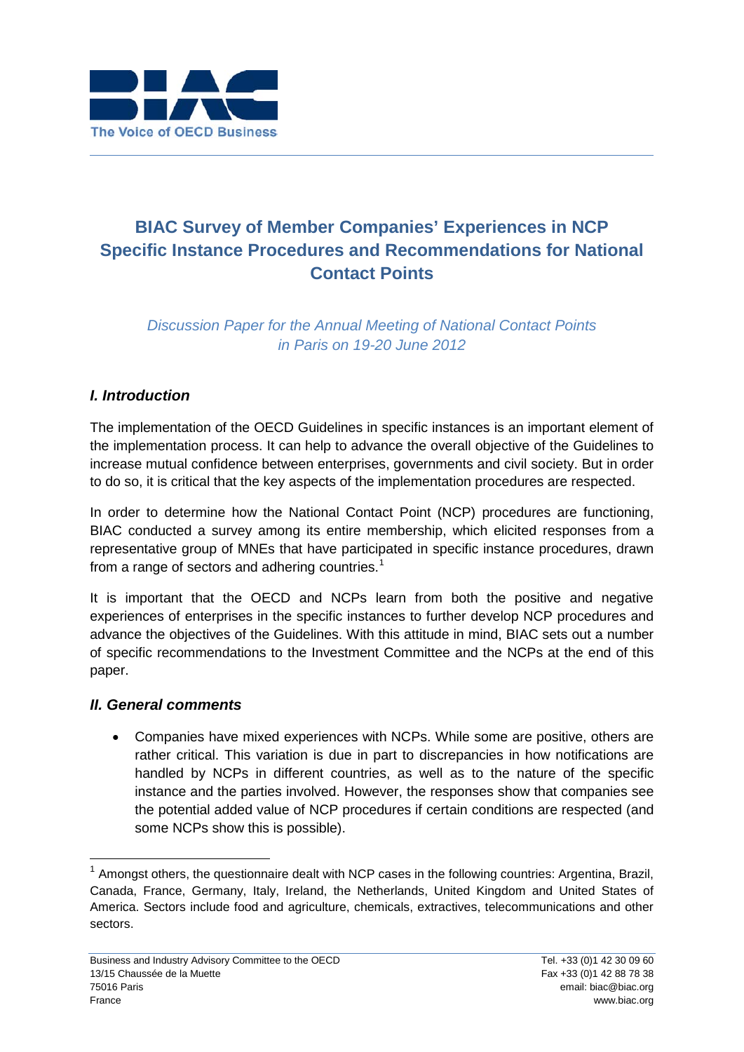# BIAC Survey of Member Companies' Experiences in NCP Specific Instance Procedures and Recommendations for National Contact Points

*Discussion Paper for the Annual Meeting of National Contact Points in Paris on 19-20 June 2012*

## *I. Introduction*

The implementation of the OECD Guidelines in specific instances is an important element of the implementation process. It can help to advance the overall objective of the Guidelines to increase mutual confidence between enterprises, governments and civil society. But in order to do so, it is critical that the key aspects of the implementation procedures are respected.

In order to determine how the National Contact Point (NCP) procedures are functioning, BIAC conducted a survey among its entire membership, which elicited responses from a representative group of MNEs that have participated in specific instance procedures, drawn from a range of sectors and adhering countries.[1]

It is important that the OECD and NCPs learn from both the positive and negative experiences of enterprises in the specific instances to further develop NCP procedures and advance the objectives of the Guidelines. With this attitude in mind, BIAC sets out a number of specific recommendations to the Investment Committee and the NCPs at the end of this paper.

## *II. General comments*

- Companies have mixed experiences with NCPs. While some are positive, others are rather critical. This variation is due in part to discrepancies in how notifications are handled by NCPs in different countries, as well as to the nature of the specific instance and the parties involved. However, the responses show that companies see the potential added value of NCP procedures if certain conditions are respected (and some NCPs show this is possible).

[1] Amongst others, the questionnaire dealt with NCP cases in the following countries: Argentina, Brazil, Canada, France, Germany, Italy, Ireland, the Netherlands, United Kingdom and United States of America. Sectors include food and agriculture, chemicals, extractives, telecommunications and other sectors.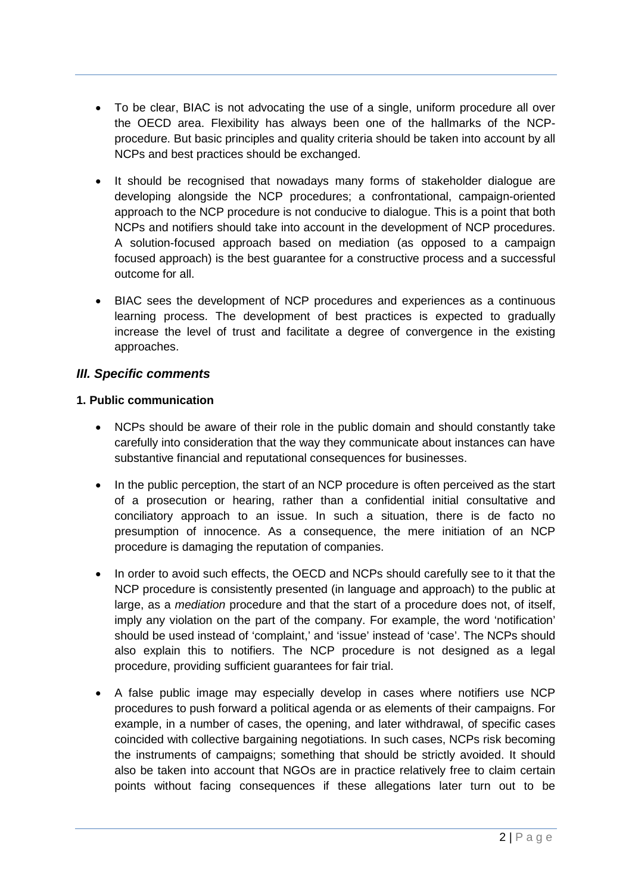- To be clear, BIAC is not advocating the use of a single, uniform procedure all over the OECD area. Flexibility has always been one of the hallmarks of the NCP-procedure. But basic principles and quality criteria should be taken into account by all NCPs and best practices should be exchanged.

- It should be recognised that nowadays many forms of stakeholder dialogue are developing alongside the NCP procedures; a confrontational, campaign-oriented approach to the NCP procedure is not conducive to dialogue. This is a point that both NCPs and notifiers should take into account in the development of NCP procedures. A solution-focused approach based on mediation (as opposed to a campaign focused approach) is the best guarantee for a constructive process and a successful outcome for all.

- BIAC sees the development of NCP procedures and experiences as a continuous learning process. The development of best practices is expected to gradually increase the level of trust and facilitate a degree of convergence in the existing approaches.

## *III. Specific comments*

### 1. Public communication

- NCPs should be aware of their role in the public domain and should constantly take carefully into consideration that the way they communicate about instances can have substantive financial and reputational consequences for businesses.

- In the public perception, the start of an NCP procedure is often perceived as the start of a prosecution or hearing, rather than a confidential initial consultative and conciliatory approach to an issue. In such a situation, there is de facto no presumption of innocence. As a consequence, the mere initiation of an NCP procedure is damaging the reputation of companies.

- In order to avoid such effects, the OECD and NCPs should carefully see to it that the NCP procedure is consistently presented (in language and approach) to the public at large, as a *mediation* procedure and that the start of a procedure does not, of itself, imply any violation on the part of the company. For example, the word 'notification' should be used instead of 'complaint,' and 'issue' instead of 'case'. The NCPs should also explain this to notifiers. The NCP procedure is not designed as a legal procedure, providing sufficient guarantees for fair trial.

- A false public image may especially develop in cases where notifiers use NCP procedures to push forward a political agenda or as elements of their campaigns. For example, in a number of cases, the opening, and later withdrawal, of specific cases coincided with collective bargaining negotiations. In such cases, NCPs risk becoming the instruments of campaigns; something that should be strictly avoided. It should also be taken into account that NGOs are in practice relatively free to claim certain points without facing consequences if these allegations later turn out to be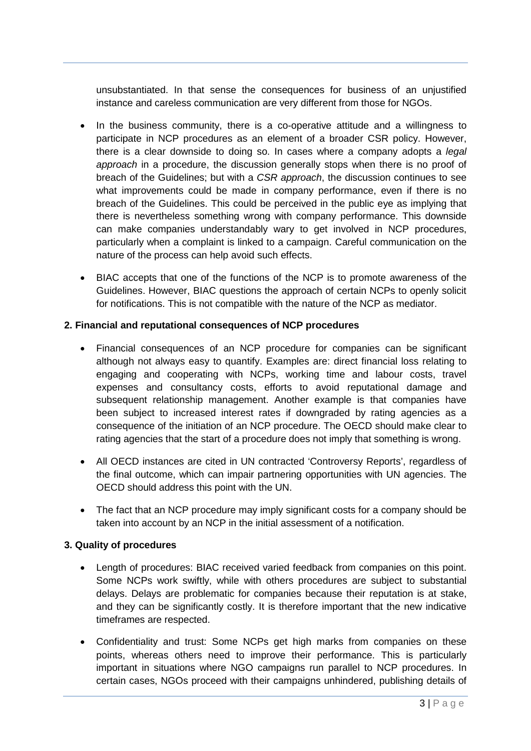unsubstantiated. In that sense the consequences for business of an unjustified instance and careless communication are very different from those for NGOs.

- In the business community, there is a co-operative attitude and a willingness to participate in NCP procedures as an element of a broader CSR policy. However, there is a clear downside to doing so. In cases where a company adopts a *legal approach* in a procedure, the discussion generally stops when there is no proof of breach of the Guidelines; but with a *CSR approach*, the discussion continues to see what improvements could be made in company performance, even if there is no breach of the Guidelines. This could be perceived in the public eye as implying that there is nevertheless something wrong with company performance. This downside can make companies understandably wary to get involved in NCP procedures, particularly when a complaint is linked to a campaign. Careful communication on the nature of the process can help avoid such effects.
- BIAC accepts that one of the functions of the NCP is to promote awareness of the Guidelines. However, BIAC questions the approach of certain NCPs to openly solicit for notifications. This is not compatible with the nature of the NCP as mediator.

**2. Financial and reputational consequences of NCP procedures**

- Financial consequences of an NCP procedure for companies can be significant although not always easy to quantify. Examples are: direct financial loss relating to engaging and cooperating with NCPs, working time and labour costs, travel expenses and consultancy costs, efforts to avoid reputational damage and subsequent relationship management. Another example is that companies have been subject to increased interest rates if downgraded by rating agencies as a consequence of the initiation of an NCP procedure. The OECD should make clear to rating agencies that the start of a procedure does not imply that something is wrong.
- All OECD instances are cited in UN contracted 'Controversy Reports', regardless of the final outcome, which can impair partnering opportunities with UN agencies. The OECD should address this point with the UN.
- The fact that an NCP procedure may imply significant costs for a company should be taken into account by an NCP in the initial assessment of a notification.

**3. Quality of procedures**

- Length of procedures: BIAC received varied feedback from companies on this point. Some NCPs work swiftly, while with others procedures are subject to substantial delays. Delays are problematic for companies because their reputation is at stake, and they can be significantly costly. It is therefore important that the new indicative timeframes are respected.
- Confidentiality and trust: Some NCPs get high marks from companies on these points, whereas others need to improve their performance. This is particularly important in situations where NGO campaigns run parallel to NCP procedures. In certain cases, NGOs proceed with their campaigns unhindered, publishing details of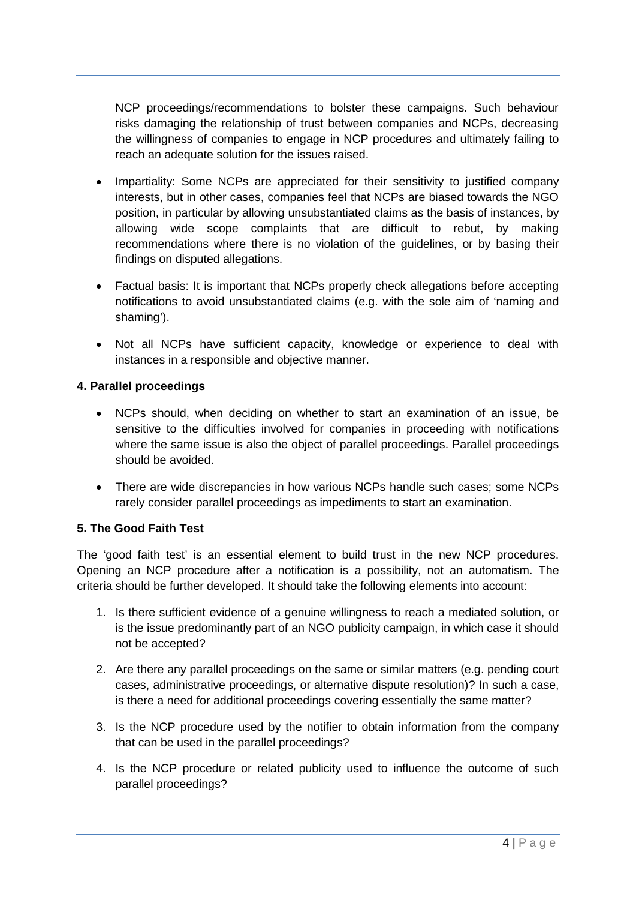NCP proceedings/recommendations to bolster these campaigns. Such behaviour risks damaging the relationship of trust between companies and NCPs, decreasing the willingness of companies to engage in NCP procedures and ultimately failing to reach an adequate solution for the issues raised.

- Impartiality: Some NCPs are appreciated for their sensitivity to justified company interests, but in other cases, companies feel that NCPs are biased towards the NGO position, in particular by allowing unsubstantiated claims as the basis of instances, by allowing wide scope complaints that are difficult to rebut, by making recommendations where there is no violation of the guidelines, or by basing their findings on disputed allegations.
- Factual basis: It is important that NCPs properly check allegations before accepting notifications to avoid unsubstantiated claims (e.g. with the sole aim of 'naming and shaming').
- Not all NCPs have sufficient capacity, knowledge or experience to deal with instances in a responsible and objective manner.

**4. Parallel proceedings**

- NCPs should, when deciding on whether to start an examination of an issue, be sensitive to the difficulties involved for companies in proceeding with notifications where the same issue is also the object of parallel proceedings. Parallel proceedings should be avoided.
- There are wide discrepancies in how various NCPs handle such cases; some NCPs rarely consider parallel proceedings as impediments to start an examination.

**5. The Good Faith Test**

The 'good faith test' is an essential element to build trust in the new NCP procedures. Opening an NCP procedure after a notification is a possibility, not an automatism. The criteria should be further developed. It should take the following elements into account:

1. Is there sufficient evidence of a genuine willingness to reach a mediated solution, or is the issue predominantly part of an NGO publicity campaign, in which case it should not be accepted?
2. Are there any parallel proceedings on the same or similar matters (e.g. pending court cases, administrative proceedings, or alternative dispute resolution)? In such a case, is there a need for additional proceedings covering essentially the same matter?
3. Is the NCP procedure used by the notifier to obtain information from the company that can be used in the parallel proceedings?
4. Is the NCP procedure or related publicity used to influence the outcome of such parallel proceedings?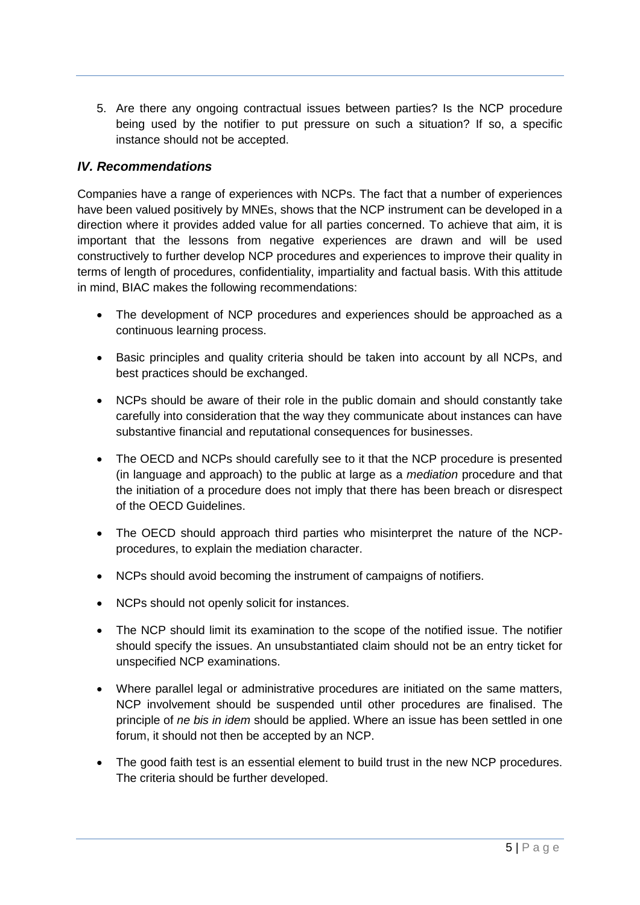5. Are there any ongoing contractual issues between parties? Is the NCP procedure being used by the notifier to put pressure on such a situation? If so, a specific instance should not be accepted.

### *IV. Recommendations*

Companies have a range of experiences with NCPs. The fact that a number of experiences have been valued positively by MNEs, shows that the NCP instrument can be developed in a direction where it provides added value for all parties concerned. To achieve that aim, it is important that the lessons from negative experiences are drawn and will be used constructively to further develop NCP procedures and experiences to improve their quality in terms of length of procedures, confidentiality, impartiality and factual basis. With this attitude in mind, BIAC makes the following recommendations:

- The development of NCP procedures and experiences should be approached as a continuous learning process.
- Basic principles and quality criteria should be taken into account by all NCPs, and best practices should be exchanged.
- NCPs should be aware of their role in the public domain and should constantly take carefully into consideration that the way they communicate about instances can have substantive financial and reputational consequences for businesses.
- The OECD and NCPs should carefully see to it that the NCP procedure is presented (in language and approach) to the public at large as a *mediation* procedure and that the initiation of a procedure does not imply that there has been breach or disrespect of the OECD Guidelines.
- The OECD should approach third parties who misinterpret the nature of the NCP-procedures, to explain the mediation character.
- NCPs should avoid becoming the instrument of campaigns of notifiers.
- NCPs should not openly solicit for instances.
- The NCP should limit its examination to the scope of the notified issue. The notifier should specify the issues. An unsubstantiated claim should not be an entry ticket for unspecified NCP examinations.
- Where parallel legal or administrative procedures are initiated on the same matters, NCP involvement should be suspended until other procedures are finalised. The principle of *ne bis in idem* should be applied. Where an issue has been settled in one forum, it should not then be accepted by an NCP.
- The good faith test is an essential element to build trust in the new NCP procedures. The criteria should be further developed.